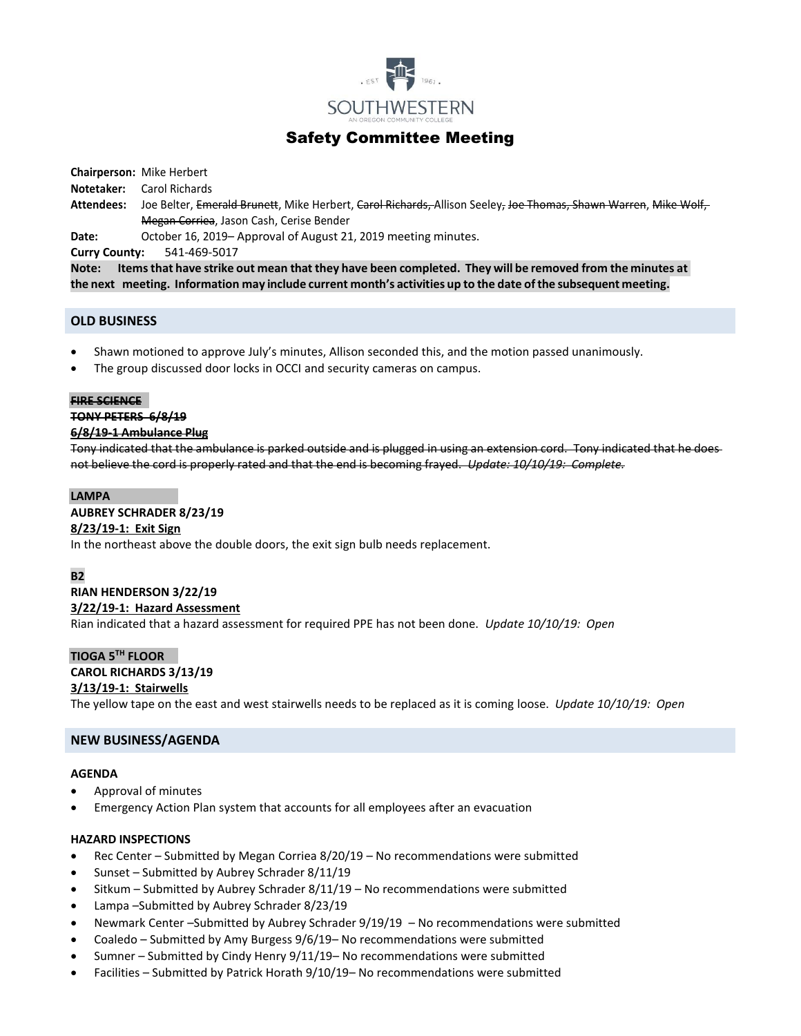SOUTHWESTERN

AN OREGON COMMUNITY COLLEGE

# Safety Committee Meeting

**Chairperson:** Mike Herbert

**Notetaker:** Carol Richards

**Attendees:** Joe Belter, ~~Emerald Brunett~~, Mike Herbert, ~~Carol Richards,~~ Allison Seeley~~, Joe Thomas, Shawn Warren~~, ~~Mike Wolf, Megan Corriea~~, Jason Cash, Cerise Bender

**Date:** October 16, 2019– Approval of August 21, 2019 meeting minutes.

**Curry County:** 541-469-5017

**Note: Items that have strike out mean that they have been completed. They will be removed from the minutes at the next meeting. Information may include current month's activities up to the date of the subsequent meeting.**

## OLD BUSINESS

- Shawn motioned to approve July's minutes, Allison seconded this, and the motion passed unanimously.
- The group discussed door locks in OCCI and security cameras on campus.

**~~FIRE SCIENCE~~**

**~~TONY PETERS 6/8/19~~**

**~~6/8/19-1 Ambulance Plug~~**

~~Tony indicated that the ambulance is parked outside and is plugged in using an extension cord. Tony indicated that he does not believe the cord is properly rated and that the end is becoming frayed. *Update: 10/10/19: Complete.*~~

**LAMPA**

**AUBREY SCHRADER 8/23/19**

**8/23/19-1: Exit Sign**

In the northeast above the double doors, the exit sign bulb needs replacement.

**B2**

**RIAN HENDERSON 3/22/19**

**3/22/19-1: Hazard Assessment**

Rian indicated that a hazard assessment for required PPE has not been done. *Update 10/10/19: Open*

**TIOGA 5TH FLOOR**

**CAROL RICHARDS 3/13/19**

**3/13/19-1: Stairwells**

The yellow tape on the east and west stairwells needs to be replaced as it is coming loose. *Update 10/10/19: Open*

## NEW BUSINESS/AGENDA

**AGENDA**

- Approval of minutes
- Emergency Action Plan system that accounts for all employees after an evacuation

**HAZARD INSPECTIONS**

- Rec Center – Submitted by Megan Corriea 8/20/19 – No recommendations were submitted
- Sunset – Submitted by Aubrey Schrader 8/11/19
- Sitkum – Submitted by Aubrey Schrader 8/11/19 – No recommendations were submitted
- Lampa –Submitted by Aubrey Schrader 8/23/19
- Newmark Center –Submitted by Aubrey Schrader 9/19/19 – No recommendations were submitted
- Coaledo – Submitted by Amy Burgess 9/6/19– No recommendations were submitted
- Sumner – Submitted by Cindy Henry 9/11/19– No recommendations were submitted
- Facilities – Submitted by Patrick Horath 9/10/19– No recommendations were submitted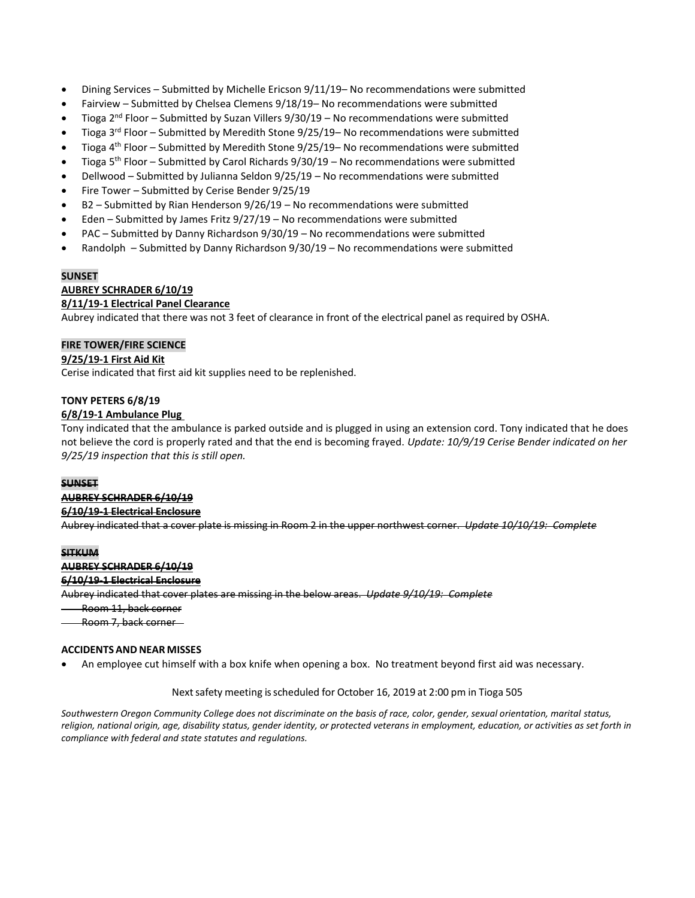- Dining Services – Submitted by Michelle Ericson 9/11/19– No recommendations were submitted
- Fairview – Submitted by Chelsea Clemens 9/18/19– No recommendations were submitted
- Tioga 2nd Floor – Submitted by Suzan Villers 9/30/19 – No recommendations were submitted
- Tioga 3rd Floor – Submitted by Meredith Stone 9/25/19– No recommendations were submitted
- Tioga 4th Floor – Submitted by Meredith Stone 9/25/19– No recommendations were submitted
- Tioga 5th Floor – Submitted by Carol Richards 9/30/19 – No recommendations were submitted
- Dellwood – Submitted by Julianna Seldon 9/25/19 – No recommendations were submitted
- Fire Tower – Submitted by Cerise Bender 9/25/19
- B2 – Submitted by Rian Henderson 9/26/19 – No recommendations were submitted
- Eden – Submitted by James Fritz 9/27/19 – No recommendations were submitted
- PAC – Submitted by Danny Richardson 9/30/19 – No recommendations were submitted
- Randolph – Submitted by Danny Richardson 9/30/19 – No recommendations were submitted

**SUNSET**

**AUBREY SCHRADER 6/10/19**

**8/11/19-1 Electrical Panel Clearance**

Aubrey indicated that there was not 3 feet of clearance in front of the electrical panel as required by OSHA.

**FIRE TOWER/FIRE SCIENCE**

**9/25/19-1 First Aid Kit**

Cerise indicated that first aid kit supplies need to be replenished.

**TONY PETERS 6/8/19**

**6/8/19-1 Ambulance Plug**

Tony indicated that the ambulance is parked outside and is plugged in using an extension cord. Tony indicated that he does not believe the cord is properly rated and that the end is becoming frayed. *Update: 10/9/19 Cerise Bender indicated on her 9/25/19 inspection that this is still open.*

~~**SUNSET**~~

~~**AUBREY SCHRADER 6/10/19**~~

~~**6/10/19-1 Electrical Enclosure**~~

~~Aubrey indicated that a cover plate is missing in Room 2 in the upper northwest corner. *Update 10/10/19: Complete*~~

~~**SITKUM**~~

~~**AUBREY SCHRADER 6/10/19**~~

~~**6/10/19-1 Electrical Enclosure**~~

~~Aubrey indicated that cover plates are missing in the below areas. *Update 9/10/19: Complete*~~

~~Room 11, back corner~~

~~Room 7, back corner~~

**ACCIDENTS AND NEAR MISSES**

- An employee cut himself with a box knife when opening a box. No treatment beyond first aid was necessary.

Next safety meeting is scheduled for October 16, 2019 at 2:00 pm in Tioga 505

*Southwestern Oregon Community College does not discriminate on the basis of race, color, gender, sexual orientation, marital status, religion, national origin, age, disability status, gender identity, or protected veterans in employment, education, or activities as set forth in compliance with federal and state statutes and regulations.*